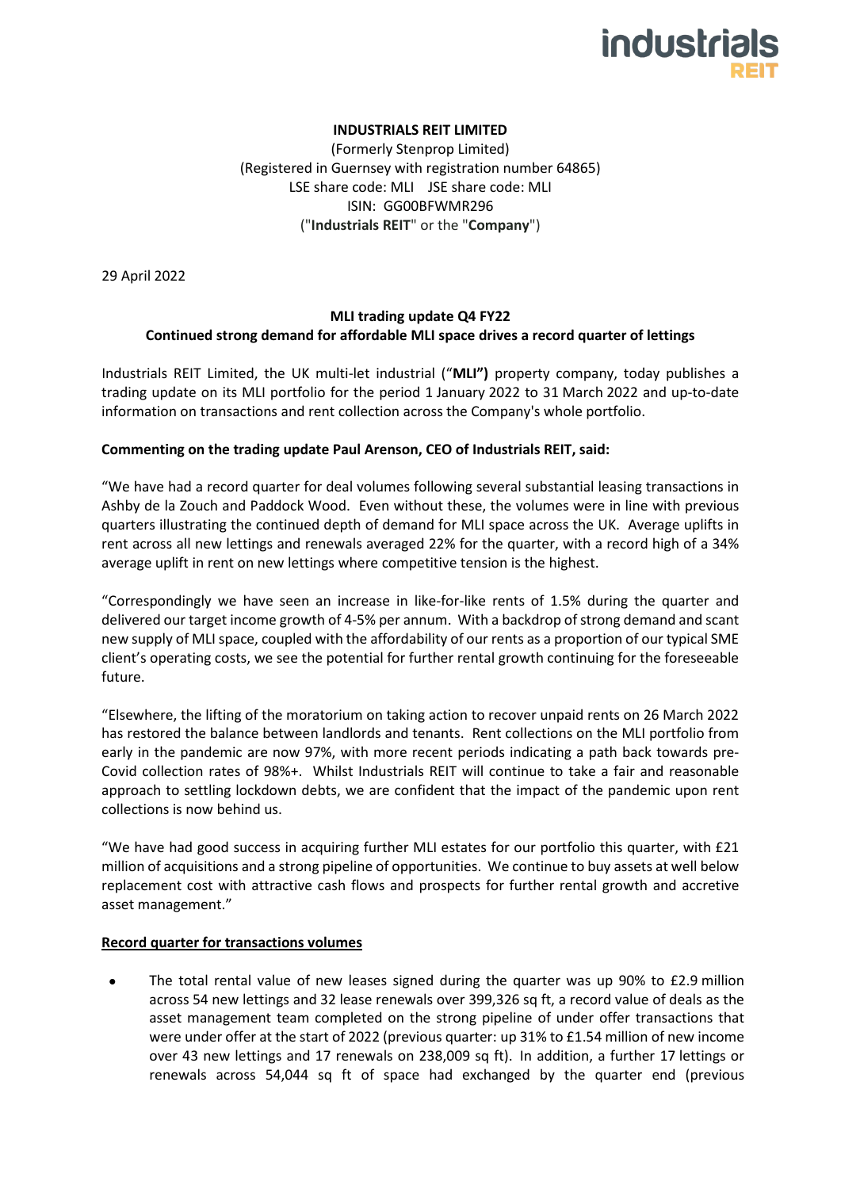**INDUSTRIALS REIT LIMITED**
(Formerly Stenprop Limited)
(Registered in Guernsey with registration number 64865)
LSE share code: MLI JSE share code: MLI
ISIN: GG00BFWMR296
("**Industrials REIT**" or the "**Company**")

29 April 2022

**MLI trading update Q4 FY22**
**Continued strong demand for affordable MLI space drives a record quarter of lettings**

Industrials REIT Limited, the UK multi-let industrial ("**MLI")** property company, today publishes a trading update on its MLI portfolio for the period 1 January 2022 to 31 March 2022 and up-to-date information on transactions and rent collection across the Company's whole portfolio.

**Commenting on the trading update Paul Arenson, CEO of Industrials REIT, said:**

"We have had a record quarter for deal volumes following several substantial leasing transactions in Ashby de la Zouch and Paddock Wood. Even without these, the volumes were in line with previous quarters illustrating the continued depth of demand for MLI space across the UK. Average uplifts in rent across all new lettings and renewals averaged 22% for the quarter, with a record high of a 34% average uplift in rent on new lettings where competitive tension is the highest.

"Correspondingly we have seen an increase in like-for-like rents of 1.5% during the quarter and delivered our target income growth of 4-5% per annum. With a backdrop of strong demand and scant new supply of MLI space, coupled with the affordability of our rents as a proportion of our typical SME client's operating costs, we see the potential for further rental growth continuing for the foreseeable future.

"Elsewhere, the lifting of the moratorium on taking action to recover unpaid rents on 26 March 2022 has restored the balance between landlords and tenants. Rent collections on the MLI portfolio from early in the pandemic are now 97%, with more recent periods indicating a path back towards pre-Covid collection rates of 98%+. Whilst Industrials REIT will continue to take a fair and reasonable approach to settling lockdown debts, we are confident that the impact of the pandemic upon rent collections is now behind us.

"We have had good success in acquiring further MLI estates for our portfolio this quarter, with £21 million of acquisitions and a strong pipeline of opportunities. We continue to buy assets at well below replacement cost with attractive cash flows and prospects for further rental growth and accretive asset management."

**Record quarter for transactions volumes**

- The total rental value of new leases signed during the quarter was up 90% to £2.9 million across 54 new lettings and 32 lease renewals over 399,326 sq ft, a record value of deals as the asset management team completed on the strong pipeline of under offer transactions that were under offer at the start of 2022 (previous quarter: up 31% to £1.54 million of new income over 43 new lettings and 17 renewals on 238,009 sq ft). In addition, a further 17 lettings or renewals across 54,044 sq ft of space had exchanged by the quarter end (previous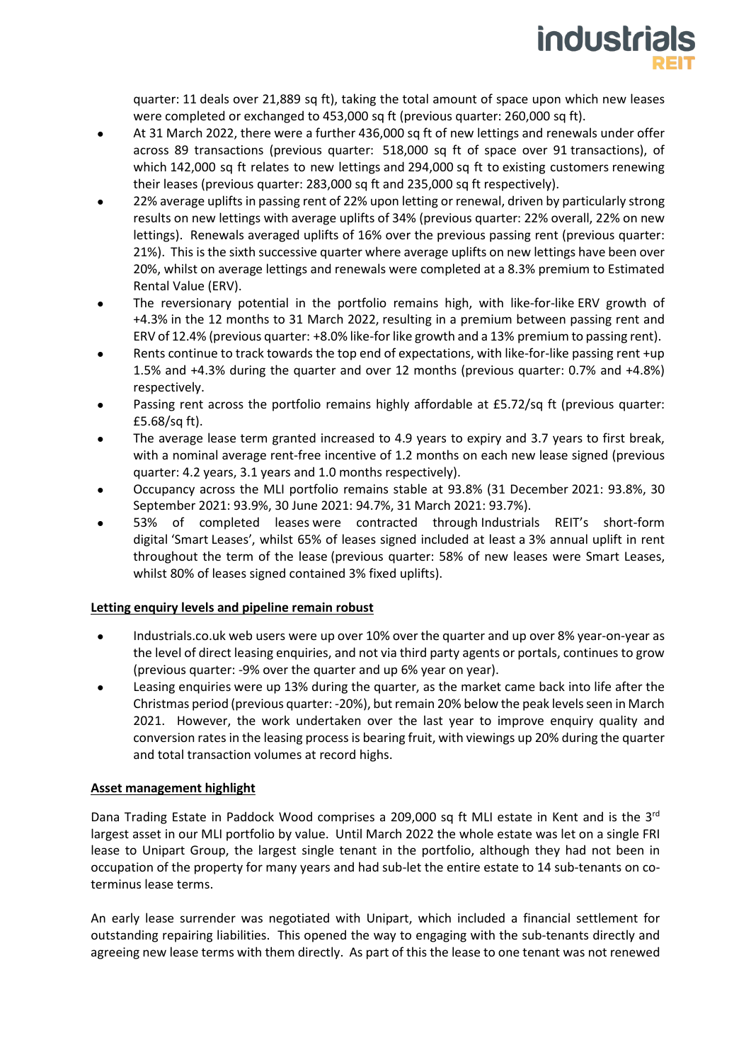quarter: 11 deals over 21,889 sq ft), taking the total amount of space upon which new leases were completed or exchanged to 453,000 sq ft (previous quarter: 260,000 sq ft).

- At 31 March 2022, there were a further 436,000 sq ft of new lettings and renewals under offer across 89 transactions (previous quarter: 518,000 sq ft of space over 91 transactions), of which 142,000 sq ft relates to new lettings and 294,000 sq ft to existing customers renewing their leases (previous quarter: 283,000 sq ft and 235,000 sq ft respectively).
- 22% average uplifts in passing rent of 22% upon letting or renewal, driven by particularly strong results on new lettings with average uplifts of 34% (previous quarter: 22% overall, 22% on new lettings). Renewals averaged uplifts of 16% over the previous passing rent (previous quarter: 21%). This is the sixth successive quarter where average uplifts on new lettings have been over 20%, whilst on average lettings and renewals were completed at a 8.3% premium to Estimated Rental Value (ERV).
- The reversionary potential in the portfolio remains high, with like-for-like ERV growth of +4.3% in the 12 months to 31 March 2022, resulting in a premium between passing rent and ERV of 12.4% (previous quarter: +8.0% like-for like growth and a 13% premium to passing rent).
- Rents continue to track towards the top end of expectations, with like-for-like passing rent +up 1.5% and +4.3% during the quarter and over 12 months (previous quarter: 0.7% and +4.8%) respectively.
- Passing rent across the portfolio remains highly affordable at £5.72/sq ft (previous quarter: £5.68/sq ft).
- The average lease term granted increased to 4.9 years to expiry and 3.7 years to first break, with a nominal average rent-free incentive of 1.2 months on each new lease signed (previous quarter: 4.2 years, 3.1 years and 1.0 months respectively).
- Occupancy across the MLI portfolio remains stable at 93.8% (31 December 2021: 93.8%, 30 September 2021: 93.9%, 30 June 2021: 94.7%, 31 March 2021: 93.7%).
- 53% of completed leases were contracted through Industrials REIT's short-form digital 'Smart Leases', whilst 65% of leases signed included at least a 3% annual uplift in rent throughout the term of the lease (previous quarter: 58% of new leases were Smart Leases, whilst 80% of leases signed contained 3% fixed uplifts).

**Letting enquiry levels and pipeline remain robust**

- Industrials.co.uk web users were up over 10% over the quarter and up over 8% year-on-year as the level of direct leasing enquiries, and not via third party agents or portals, continues to grow (previous quarter: -9% over the quarter and up 6% year on year).
- Leasing enquiries were up 13% during the quarter, as the market came back into life after the Christmas period (previous quarter: -20%), but remain 20% below the peak levels seen in March 2021. However, the work undertaken over the last year to improve enquiry quality and conversion rates in the leasing process is bearing fruit, with viewings up 20% during the quarter and total transaction volumes at record highs.

**Asset management highlight**

Dana Trading Estate in Paddock Wood comprises a 209,000 sq ft MLI estate in Kent and is the 3rd largest asset in our MLI portfolio by value. Until March 2022 the whole estate was let on a single FRI lease to Unipart Group, the largest single tenant in the portfolio, although they had not been in occupation of the property for many years and had sub-let the entire estate to 14 sub-tenants on co-terminus lease terms.

An early lease surrender was negotiated with Unipart, which included a financial settlement for outstanding repairing liabilities. This opened the way to engaging with the sub-tenants directly and agreeing new lease terms with them directly. As part of this the lease to one tenant was not renewed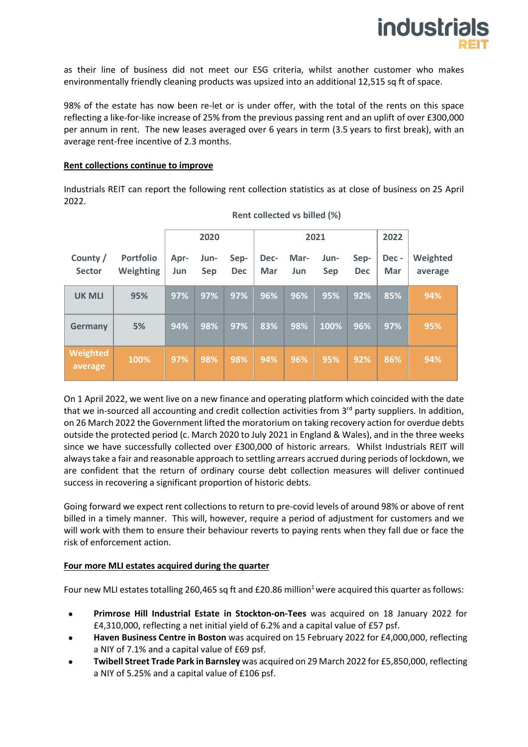as their line of business did not meet our ESG criteria, whilst another customer who makes environmentally friendly cleaning products was upsized into an additional 12,515 sq ft of space.

98% of the estate has now been re-let or is under offer, with the total of the rents on this space reflecting a like-for-like increase of 25% from the previous passing rent and an uplift of over £300,000 per annum in rent. The new leases averaged over 6 years in term (3.5 years to first break), with an average rent-free incentive of 2.3 months.

**Rent collections continue to improve**

Industrials REIT can report the following rent collection statistics as at close of business on 25 April 2022.

**Rent collected vs billed (%)**

| | | 2020 | | | 2021 | | | | 2022 | |
|---|---|---|---|---|---|---|---|---|---|---|
| County / Sector | Portfolio Weighting | Apr-Jun | Jun-Sep | Sep-Dec | Dec-Mar | Mar-Jun | Jun-Sep | Sep-Dec | Dec - Mar | Weighted average |
| UK MLI | 95% | 97% | 97% | 97% | 96% | 96% | 95% | 92% | 85% | 94% |
| Germany | 5% | 94% | 98% | 97% | 83% | 98% | 100% | 96% | 97% | 95% |
| Weighted average | 100% | 97% | 98% | 98% | 94% | 96% | 95% | 92% | 86% | 94% |

On 1 April 2022, we went live on a new finance and operating platform which coincided with the date that we in-sourced all accounting and credit collection activities from 3rd party suppliers. In addition, on 26 March 2022 the Government lifted the moratorium on taking recovery action for overdue debts outside the protected period (c. March 2020 to July 2021 in England & Wales), and in the three weeks since we have successfully collected over £300,000 of historic arrears. Whilst Industrials REIT will always take a fair and reasonable approach to settling arrears accrued during periods of lockdown, we are confident that the return of ordinary course debt collection measures will deliver continued success in recovering a significant proportion of historic debts.

Going forward we expect rent collections to return to pre-covid levels of around 98% or above of rent billed in a timely manner. This will, however, require a period of adjustment for customers and we will work with them to ensure their behaviour reverts to paying rents when they fall due or face the risk of enforcement action.

**Four more MLI estates acquired during the quarter**

Four new MLI estates totalling 260,465 sq ft and £20.86 million[1] were acquired this quarter as follows:

- **Primrose Hill Industrial Estate in Stockton-on-Tees** was acquired on 18 January 2022 for £4,310,000, reflecting a net initial yield of 6.2% and a capital value of £57 psf.
- **Haven Business Centre in Boston** was acquired on 15 February 2022 for £4,000,000, reflecting a NIY of 7.1% and a capital value of £69 psf.
- **Twibell Street Trade Park in Barnsley** was acquired on 29 March 2022 for £5,850,000, reflecting a NIY of 5.25% and a capital value of £106 psf.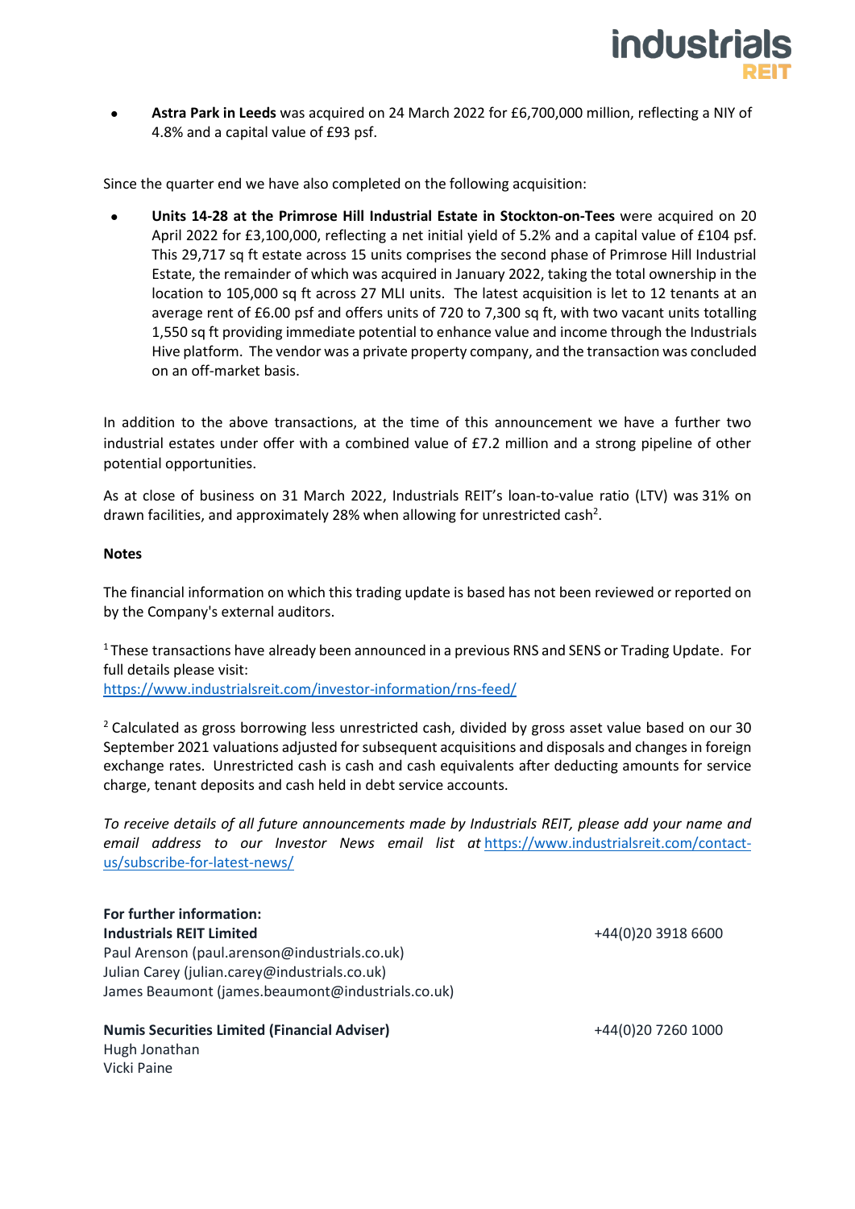- **Astra Park in Leeds** was acquired on 24 March 2022 for £6,700,000 million, reflecting a NIY of 4.8% and a capital value of £93 psf.

Since the quarter end we have also completed on the following acquisition:

- **Units 14-28 at the Primrose Hill Industrial Estate in Stockton-on-Tees** were acquired on 20 April 2022 for £3,100,000, reflecting a net initial yield of 5.2% and a capital value of £104 psf. This 29,717 sq ft estate across 15 units comprises the second phase of Primrose Hill Industrial Estate, the remainder of which was acquired in January 2022, taking the total ownership in the location to 105,000 sq ft across 27 MLI units. The latest acquisition is let to 12 tenants at an average rent of £6.00 psf and offers units of 720 to 7,300 sq ft, with two vacant units totalling 1,550 sq ft providing immediate potential to enhance value and income through the Industrials Hive platform. The vendor was a private property company, and the transaction was concluded on an off-market basis.

In addition to the above transactions, at the time of this announcement we have a further two industrial estates under offer with a combined value of £7.2 million and a strong pipeline of other potential opportunities.

As at close of business on 31 March 2022, Industrials REIT's loan-to-value ratio (LTV) was 31% on drawn facilities, and approximately 28% when allowing for unrestricted cash[2].

**Notes**

The financial information on which this trading update is based has not been reviewed or reported on by the Company's external auditors.

[1] These transactions have already been announced in a previous RNS and SENS or Trading Update. For full details please visit:
https://www.industrialsreit.com/investor-information/rns-feed/

[2] Calculated as gross borrowing less unrestricted cash, divided by gross asset value based on our 30 September 2021 valuations adjusted for subsequent acquisitions and disposals and changes in foreign exchange rates. Unrestricted cash is cash and cash equivalents after deducting amounts for service charge, tenant deposits and cash held in debt service accounts.

*To receive details of all future announcements made by Industrials REIT, please add your name and email address to our Investor News email list at* https://www.industrialsreit.com/contact-us/subscribe-for-latest-news/

**For further information:**
**Industrials REIT Limited** — +44(0)20 3918 6600
Paul Arenson (paul.arenson@industrials.co.uk)
Julian Carey (julian.carey@industrials.co.uk)
James Beaumont (james.beaumont@industrials.co.uk)

**Numis Securities Limited (Financial Adviser)** — +44(0)20 7260 1000
Hugh Jonathan
Vicki Paine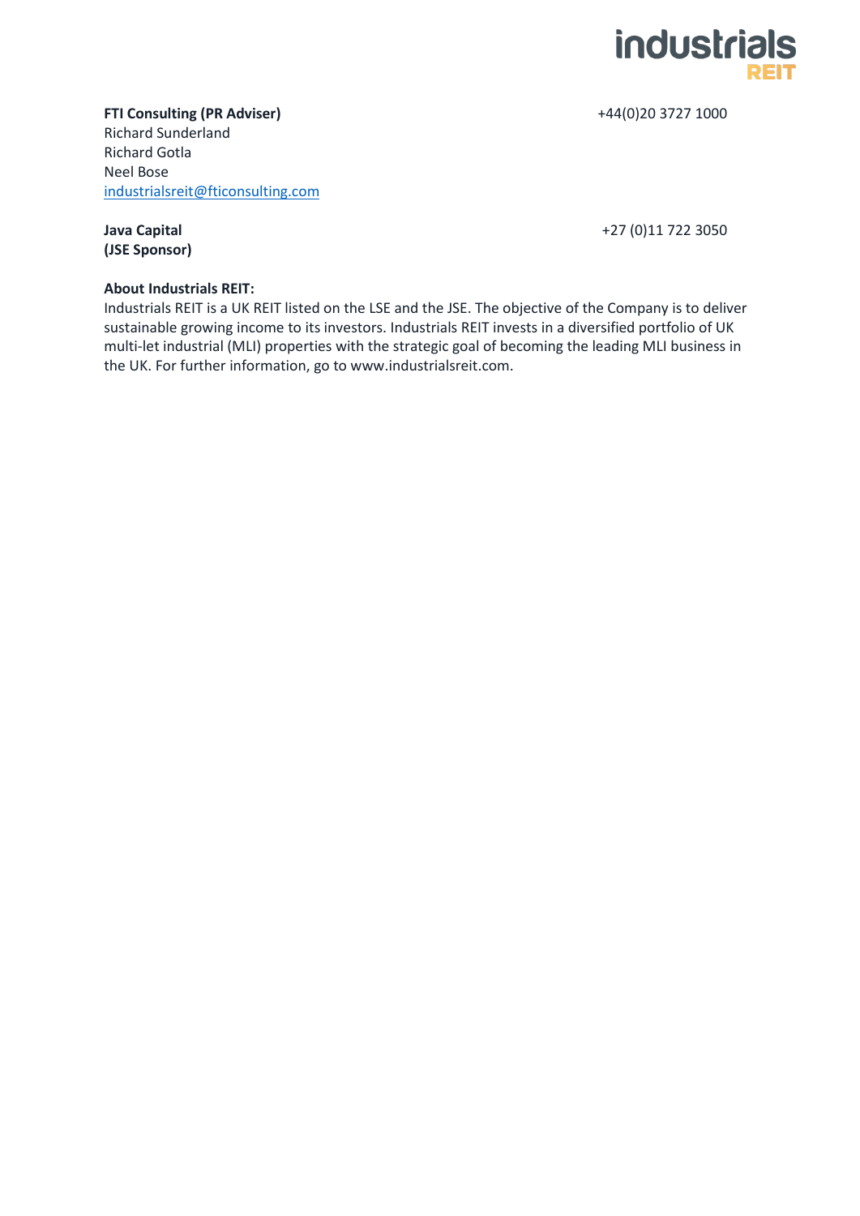**FTI Consulting (PR Adviser)** +44(0)20 3727 1000
Richard Sunderland
Richard Gotla
Neel Bose
industrialsreit@fticonsulting.com

**Java Capital** +27 (0)11 722 3050
**(JSE Sponsor)**

**About Industrials REIT:**
Industrials REIT is a UK REIT listed on the LSE and the JSE. The objective of the Company is to deliver sustainable growing income to its investors. Industrials REIT invests in a diversified portfolio of UK multi-let industrial (MLI) properties with the strategic goal of becoming the leading MLI business in the UK. For further information, go to www.industrialsreit.com.